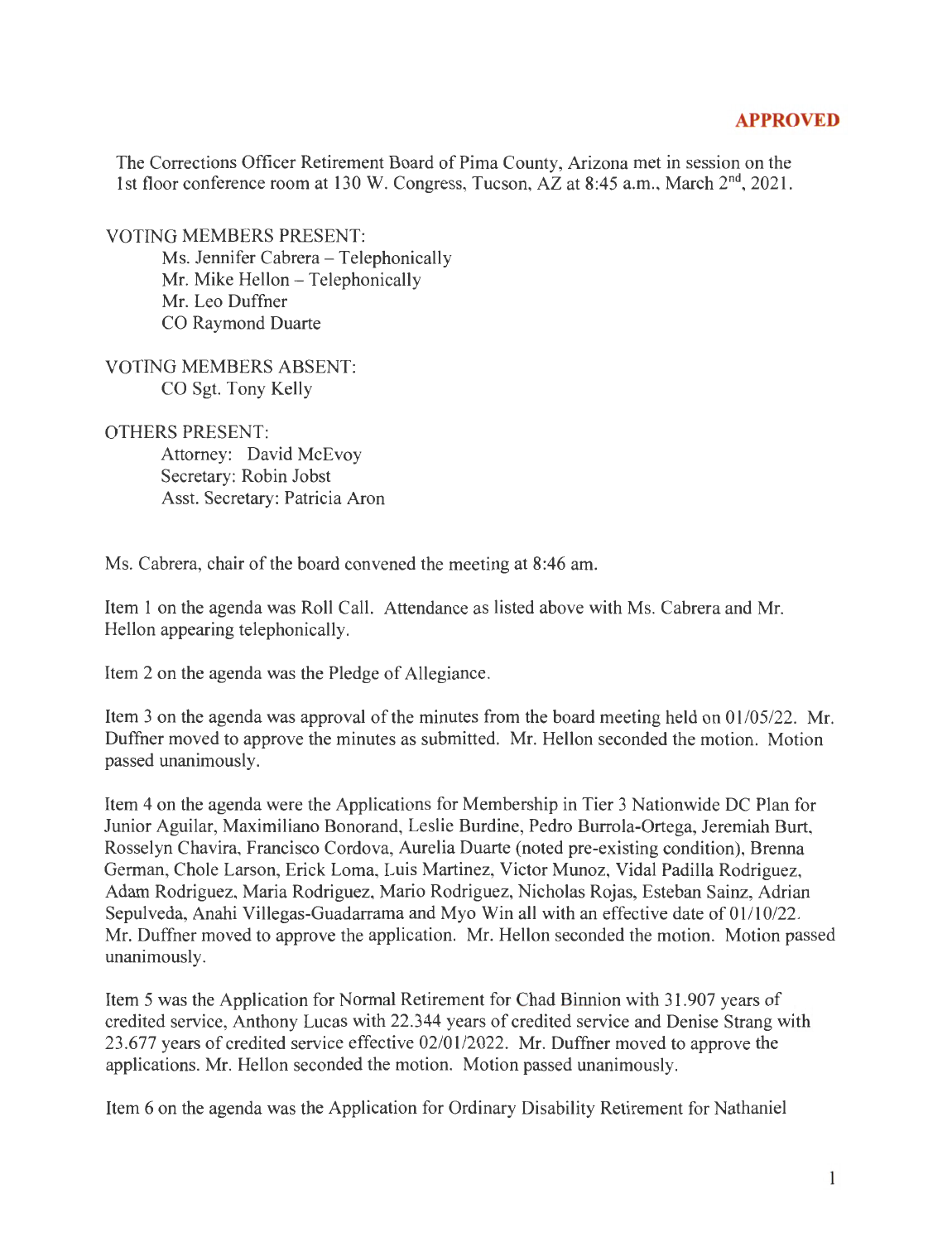**APPROVED**

The Corrections Officer Retirement Board of Pima County, Arizona met in session on the 1st floor conference room at 130 W. Congress, Tucson, AZ at 8:45 a.m., March 2nd, 2021.

VOTING MEMBERS PRESENT:
- Ms. Jennifer Cabrera – Telephonically
- Mr. Mike Hellon – Telephonically
- Mr. Leo Duffner
- CO Raymond Duarte

VOTING MEMBERS ABSENT:
- CO Sgt. Tony Kelly

OTHERS PRESENT:
- Attorney: David McEvoy
- Secretary: Robin Jobst
- Asst. Secretary: Patricia Aron

Ms. Cabrera, chair of the board convened the meeting at 8:46 am.

Item 1 on the agenda was Roll Call. Attendance as listed above with Ms. Cabrera and Mr. Hellon appearing telephonically.

Item 2 on the agenda was the Pledge of Allegiance.

Item 3 on the agenda was approval of the minutes from the board meeting held on 01/05/22. Mr. Duffner moved to approve the minutes as submitted. Mr. Hellon seconded the motion. Motion passed unanimously.

Item 4 on the agenda were the Applications for Membership in Tier 3 Nationwide DC Plan for Junior Aguilar, Maximiliano Bonorand, Leslie Burdine, Pedro Burrola-Ortega, Jeremiah Burt, Rosselyn Chavira, Francisco Cordova, Aurelia Duarte (noted pre-existing condition), Brenna German, Chole Larson, Erick Loma, Luis Martinez, Victor Munoz, Vidal Padilla Rodriguez, Adam Rodriguez, Maria Rodriguez, Mario Rodriguez, Nicholas Rojas, Esteban Sainz, Adrian Sepulveda, Anahi Villegas-Guadarrama and Myo Win all with an effective date of 01/10/22. Mr. Duffner moved to approve the application. Mr. Hellon seconded the motion. Motion passed unanimously.

Item 5 was the Application for Normal Retirement for Chad Binnion with 31.907 years of credited service, Anthony Lucas with 22.344 years of credited service and Denise Strang with 23.677 years of credited service effective 02/01/2022. Mr. Duffner moved to approve the applications. Mr. Hellon seconded the motion. Motion passed unanimously.

Item 6 on the agenda was the Application for Ordinary Disability Retirement for Nathaniel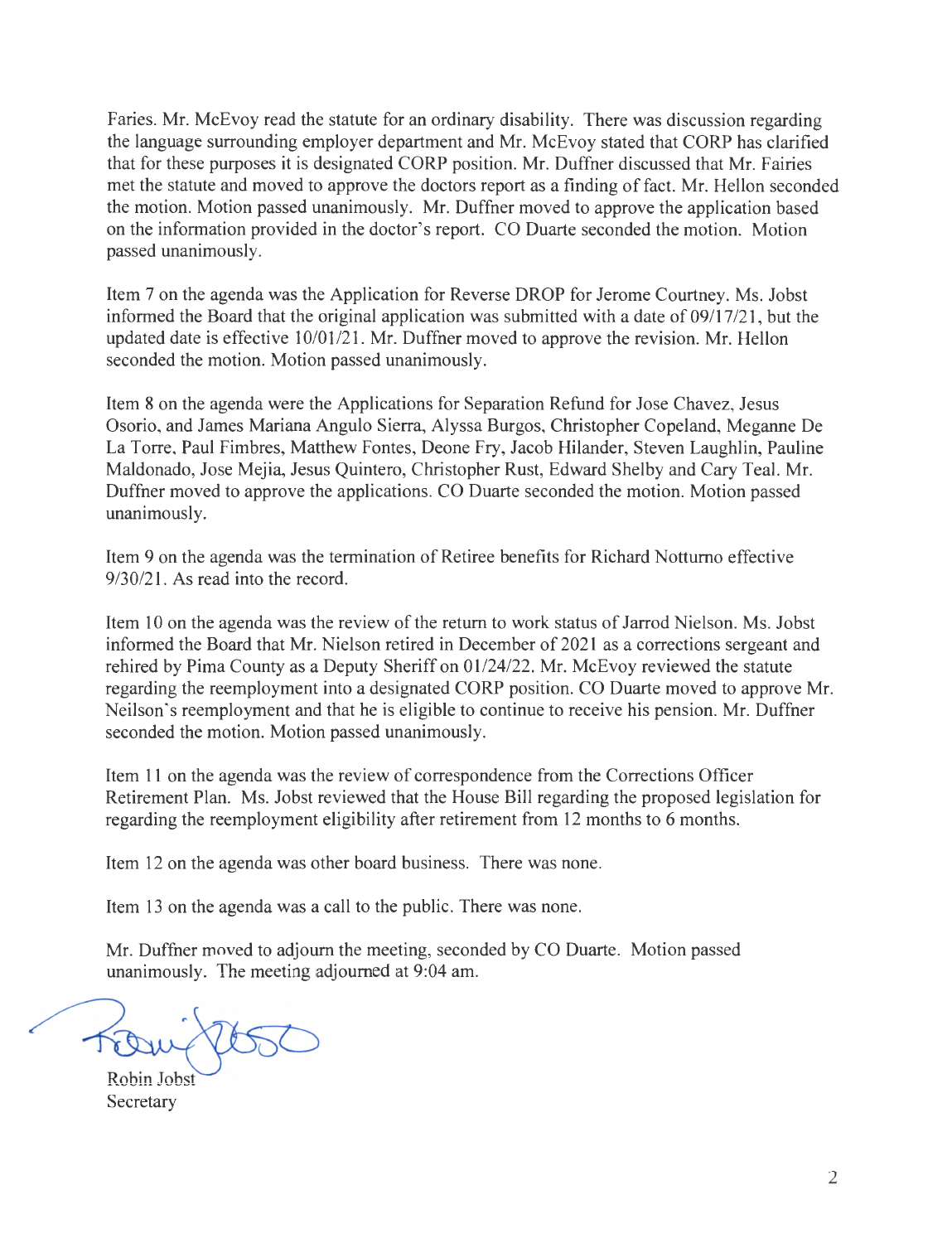Faries. Mr. McEvoy read the statute for an ordinary disability. There was discussion regarding the language surrounding employer department and Mr. McEvoy stated that CORP has clarified that for these purposes it is designated CORP position. Mr. Duffner discussed that Mr. Fairies met the statute and moved to approve the doctors report as a finding of fact. Mr. Hellon seconded the motion. Motion passed unanimously. Mr. Duffner moved to approve the application based on the information provided in the doctor's report. CO Duarte seconded the motion. Motion passed unanimously.

Item 7 on the agenda was the Application for Reverse DROP for Jerome Courtney. Ms. Jobst informed the Board that the original application was submitted with a date of 09/17/21, but the updated date is effective 10/01/21. Mr. Duffner moved to approve the revision. Mr. Hellon seconded the motion. Motion passed unanimously.

Item 8 on the agenda were the Applications for Separation Refund for Jose Chavez, Jesus Osorio, and James Mariana Angulo Sierra, Alyssa Burgos, Christopher Copeland, Meganne De La Torre, Paul Fimbres, Matthew Fontes, Deone Fry, Jacob Hilander, Steven Laughlin, Pauline Maldonado, Jose Mejia, Jesus Quintero, Christopher Rust, Edward Shelby and Cary Teal. Mr. Duffner moved to approve the applications. CO Duarte seconded the motion. Motion passed unanimously.

Item 9 on the agenda was the termination of Retiree benefits for Richard Notturno effective 9/30/21. As read into the record.

Item 10 on the agenda was the review of the return to work status of Jarrod Nielson. Ms. Jobst informed the Board that Mr. Nielson retired in December of 2021 as a corrections sergeant and rehired by Pima County as a Deputy Sheriff on 01/24/22. Mr. McEvoy reviewed the statute regarding the reemployment into a designated CORP position. CO Duarte moved to approve Mr. Neilson's reemployment and that he is eligible to continue to receive his pension. Mr. Duffner seconded the motion. Motion passed unanimously.

Item 11 on the agenda was the review of correspondence from the Corrections Officer Retirement Plan. Ms. Jobst reviewed that the House Bill regarding the proposed legislation for regarding the reemployment eligibility after retirement from 12 months to 6 months.

Item 12 on the agenda was other board business. There was none.

Item 13 on the agenda was a call to the public. There was none.

Mr. Duffner moved to adjourn the meeting, seconded by CO Duarte. Motion passed unanimously. The meeting adjourned at 9:04 am.

Robin Jobst
Secretary